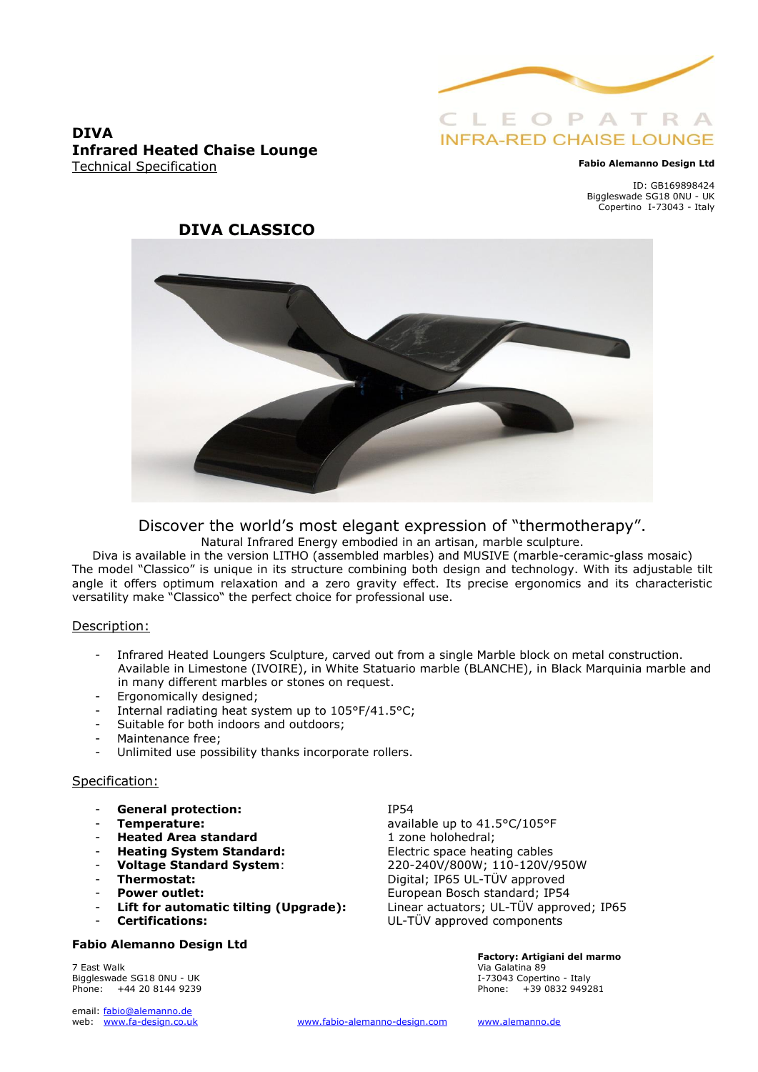# DIVA
## Infrared Heated Chaise Lounge
Technical Specification

CLEOPATRA
INFRA-RED CHAISE LOUNGE

**Fabio Alemanno Design Ltd**

ID: GB169898424
Biggleswade SG18 0NU - UK
Copertino I-73043 - Italy

## DIVA CLASSICO

Discover the world's most elegant expression of "thermotherapy".
Natural Infrared Energy embodied in an artisan, marble sculpture.
Diva is available in the version LITHO (assembled marbles) and MUSIVE (marble-ceramic-glass mosaic)
The model "Classico" is unique in its structure combining both design and technology. With its adjustable tilt angle it offers optimum relaxation and a zero gravity effect. Its precise ergonomics and its characteristic versatility make "Classico" the perfect choice for professional use.

### Description:

- Infrared Heated Loungers Sculpture, carved out from a single Marble block on metal construction. Available in Limestone (IVOIRE), in White Statuario marble (BLANCHE), in Black Marquinia marble and in many different marbles or stones on request.
- Ergonomically designed;
- Internal radiating heat system up to 105°F/41.5°C;
- Suitable for both indoors and outdoors;
- Maintenance free;
- Unlimited use possibility thanks incorporate rollers.

### Specification:

- **General protection:** IP54
- **Temperature:** available up to 41.5°C/105°F
- **Heated Area standard** 1 zone holohedral;
- **Heating System Standard:** Electric space heating cables
- **Voltage Standard System**: 220-240V/800W; 110-120V/950W
- **Thermostat:** Digital; IP65 UL-TÜV approved
- **Power outlet:** European Bosch standard; IP54
- **Lift for automatic tilting (Upgrade):** Linear actuators; UL-TÜV approved; IP65
- **Certifications:** UL-TÜV approved components

**Fabio Alemanno Design Ltd**

7 East Walk
Biggleswade SG18 0NU - UK
Phone: +44 20 8144 9239

email: fabio@alemanno.de
web: www.fa-design.co.uk

**Factory: Artigiani del marmo**
Via Galatina 89
I-73043 Copertino - Italy
Phone: +39 0832 949281

www.fabio-alemanno-design.com www.alemanno.de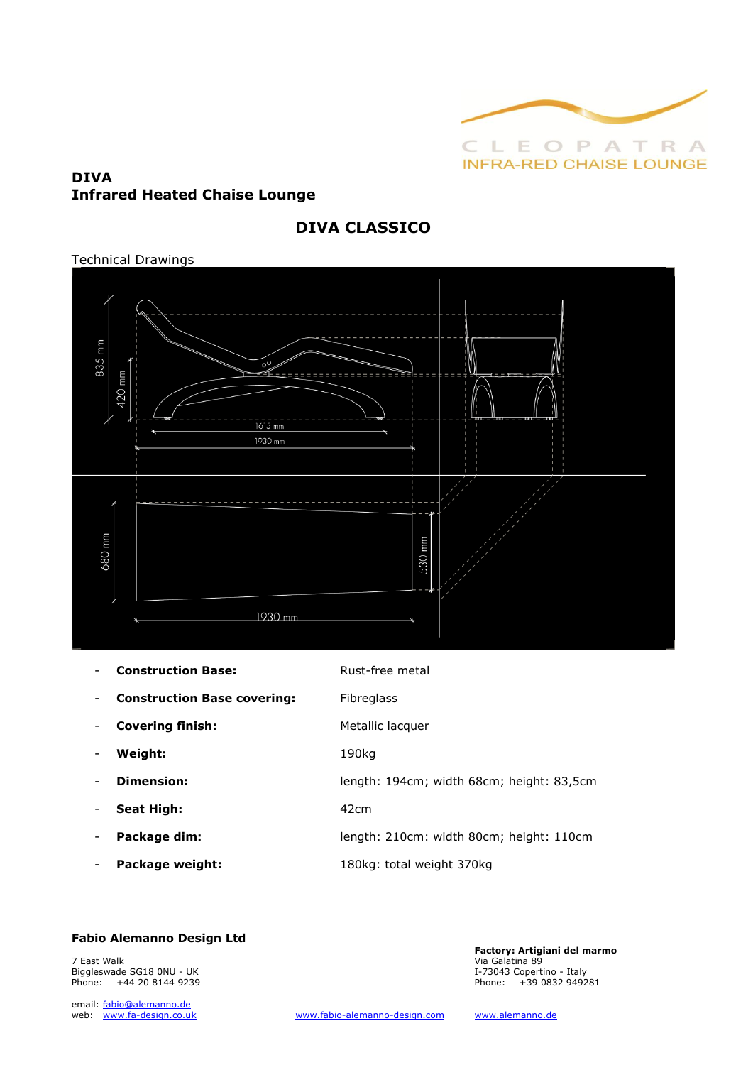CLEOPATRA
INFRA-RED CHAISE LOUNGE

**DIVA**
**Infrared Heated Chaise Lounge**

## DIVA CLASSICO

Technical Drawings

- **Construction Base:** Rust-free metal
- **Construction Base covering:** Fibreglass
- **Covering finish:** Metallic lacquer
- **Weight:** 190kg
- **Dimension:** length: 194cm; width 68cm; height: 83,5cm
- **Seat High:** 42cm
- **Package dim:** length: 210cm: width 80cm; height: 110cm
- **Package weight:** 180kg: total weight 370kg

**Fabio Alemanno Design Ltd**

7 East Walk
Biggleswade SG18 0NU - UK
Phone: +44 20 8144 9239

email: fabio@alemanno.de
web: www.fa-design.co.uk

www.fabio-alemanno-design.com

**Factory: Artigiani del marmo**
Via Galatina 89
I-73043 Copertino - Italy
Phone: +39 0832 949281

www.alemanno.de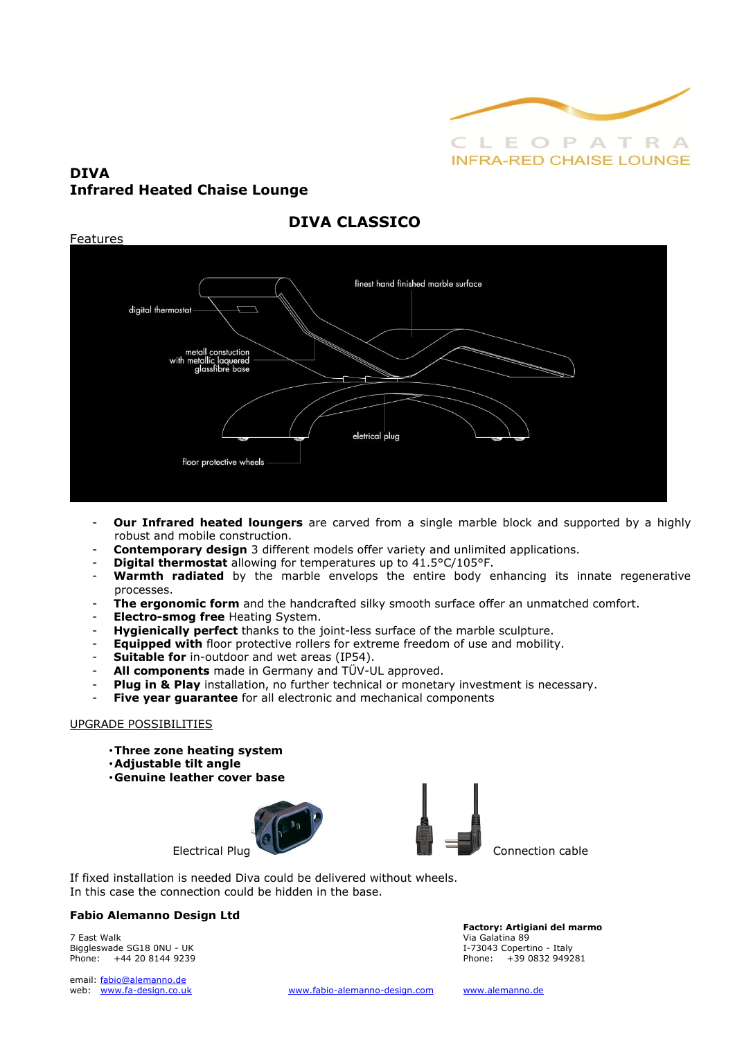CLEOPATRA
INFRA-RED CHAISE LOUNGE

# DIVA
# Infrared Heated Chaise Lounge

## DIVA CLASSICO

Features

finest hand finished marble surface
digital thermostat
metall constuction with metallic laquered glassfibre base
eletrical plug
floor protective wheels

- **Our Infrared heated loungers** are carved from a single marble block and supported by a highly robust and mobile construction.
- **Contemporary design** 3 different models offer variety and unlimited applications.
- **Digital thermostat** allowing for temperatures up to 41.5°C/105°F.
- **Warmth radiated** by the marble envelops the entire body enhancing its innate regenerative processes.
- **The ergonomic form** and the handcrafted silky smooth surface offer an unmatched comfort.
- **Electro-smog free** Heating System.
- **Hygienically perfect** thanks to the joint-less surface of the marble sculpture.
- **Equipped with** floor protective rollers for extreme freedom of use and mobility.
- **Suitable for** in-outdoor and wet areas (IP54).
- **All components** made in Germany and TÜV-UL approved.
- **Plug in & Play** installation, no further technical or monetary investment is necessary.
- **Five year guarantee** for all electronic and mechanical components

UPGRADE POSSIBILITIES

- **Three zone heating system**
- **Adjustable tilt angle**
- **Genuine leather cover base**

Electrical Plug

Connection cable

If fixed installation is needed Diva could be delivered without wheels.
In this case the connection could be hidden in the base.

**Fabio Alemanno Design Ltd**

7 East Walk
Biggleswade SG18 0NU - UK
Phone: +44 20 8144 9239

email: fabio@alemanno.de
web: www.fa-design.co.uk

www.fabio-alemanno-design.com

**Factory: Artigiani del marmo**
Via Galatina 89
I-73043 Copertino - Italy
Phone: +39 0832 949281

www.alemanno.de